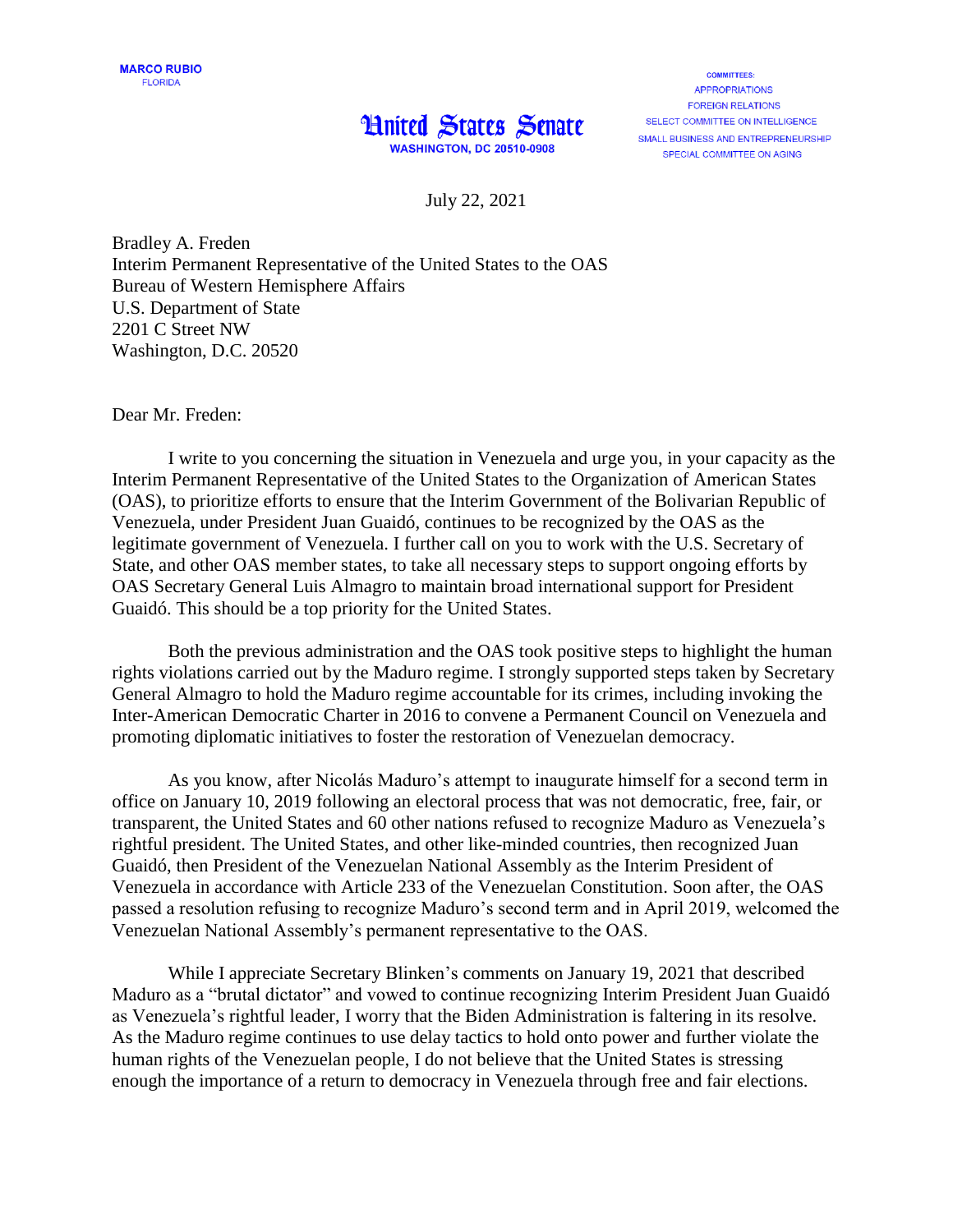MARCO RUBIO
FLORIDA

COMMITTEES:
APPROPRIATIONS
FOREIGN RELATIONS
SELECT COMMITTEE ON INTELLIGENCE
SMALL BUSINESS AND ENTREPRENEURSHIP
SPECIAL COMMITTEE ON AGING

# United States Senate

WASHINGTON, DC 20510-0908

July 22, 2021

Bradley A. Freden
Interim Permanent Representative of the United States to the OAS
Bureau of Western Hemisphere Affairs
U.S. Department of State
2201 C Street NW
Washington, D.C. 20520

Dear Mr. Freden:

I write to you concerning the situation in Venezuela and urge you, in your capacity as the Interim Permanent Representative of the United States to the Organization of American States (OAS), to prioritize efforts to ensure that the Interim Government of the Bolivarian Republic of Venezuela, under President Juan Guaidó, continues to be recognized by the OAS as the legitimate government of Venezuela. I further call on you to work with the U.S. Secretary of State, and other OAS member states, to take all necessary steps to support ongoing efforts by OAS Secretary General Luis Almagro to maintain broad international support for President Guaidó. This should be a top priority for the United States.

Both the previous administration and the OAS took positive steps to highlight the human rights violations carried out by the Maduro regime. I strongly supported steps taken by Secretary General Almagro to hold the Maduro regime accountable for its crimes, including invoking the Inter-American Democratic Charter in 2016 to convene a Permanent Council on Venezuela and promoting diplomatic initiatives to foster the restoration of Venezuelan democracy.

As you know, after Nicolás Maduro's attempt to inaugurate himself for a second term in office on January 10, 2019 following an electoral process that was not democratic, free, fair, or transparent, the United States and 60 other nations refused to recognize Maduro as Venezuela's rightful president. The United States, and other like-minded countries, then recognized Juan Guaidó, then President of the Venezuelan National Assembly as the Interim President of Venezuela in accordance with Article 233 of the Venezuelan Constitution. Soon after, the OAS passed a resolution refusing to recognize Maduro's second term and in April 2019, welcomed the Venezuelan National Assembly's permanent representative to the OAS.

While I appreciate Secretary Blinken's comments on January 19, 2021 that described Maduro as a "brutal dictator" and vowed to continue recognizing Interim President Juan Guaidó as Venezuela's rightful leader, I worry that the Biden Administration is faltering in its resolve. As the Maduro regime continues to use delay tactics to hold onto power and further violate the human rights of the Venezuelan people, I do not believe that the United States is stressing enough the importance of a return to democracy in Venezuela through free and fair elections.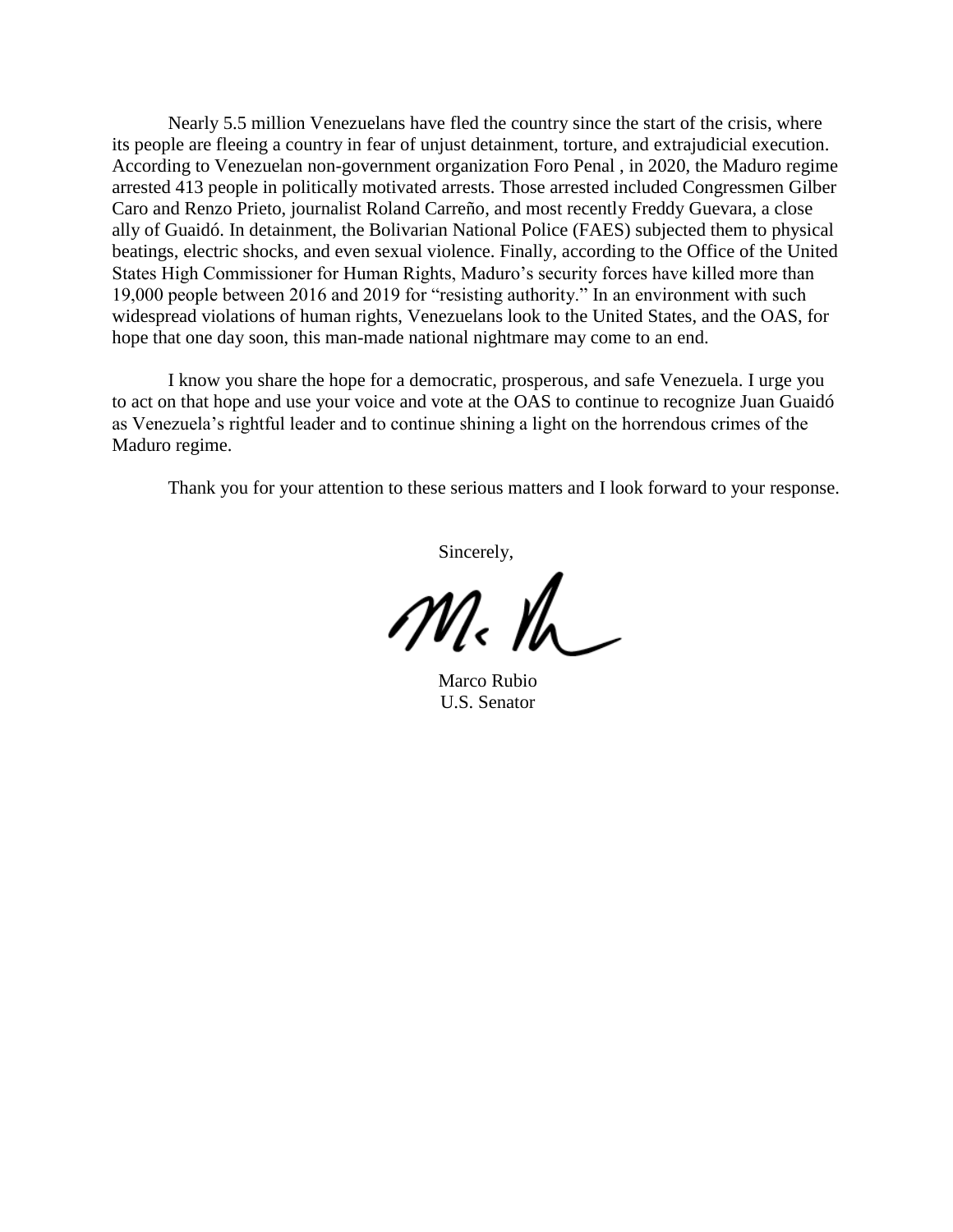Nearly 5.5 million Venezuelans have fled the country since the start of the crisis, where its people are fleeing a country in fear of unjust detainment, torture, and extrajudicial execution. According to Venezuelan non-government organization Foro Penal , in 2020, the Maduro regime arrested 413 people in politically motivated arrests. Those arrested included Congressmen Gilber Caro and Renzo Prieto, journalist Roland Carreño, and most recently Freddy Guevara, a close ally of Guaidó. In detainment, the Bolivarian National Police (FAES) subjected them to physical beatings, electric shocks, and even sexual violence. Finally, according to the Office of the United States High Commissioner for Human Rights, Maduro's security forces have killed more than 19,000 people between 2016 and 2019 for "resisting authority." In an environment with such widespread violations of human rights, Venezuelans look to the United States, and the OAS, for hope that one day soon, this man-made national nightmare may come to an end.

I know you share the hope for a democratic, prosperous, and safe Venezuela. I urge you to act on that hope and use your voice and vote at the OAS to continue to recognize Juan Guaidó as Venezuela's rightful leader and to continue shining a light on the horrendous crimes of the Maduro regime.

Thank you for your attention to these serious matters and I look forward to your response.

Sincerely,

Marco Rubio
U.S. Senator